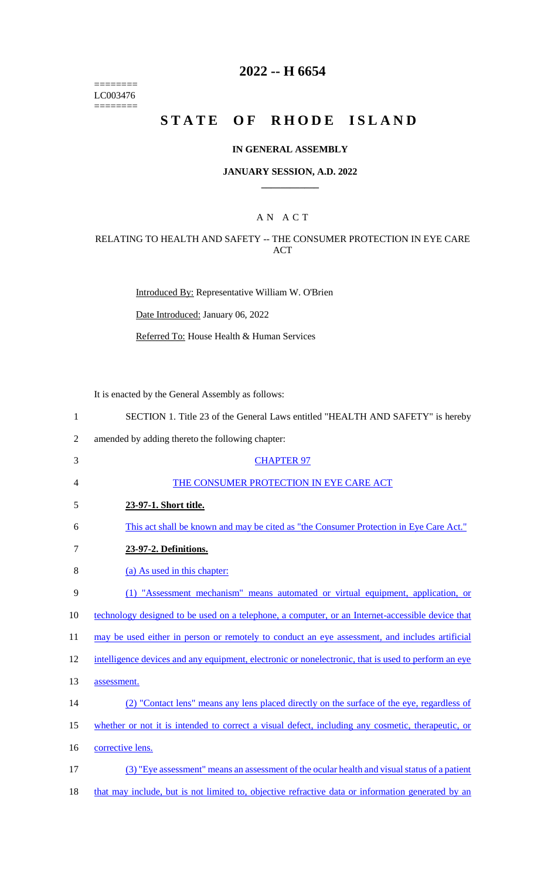========
LC003476
========

# 2022 -- H 6654

# STATE OF RHODE ISLAND

## IN GENERAL ASSEMBLY

### JANUARY SESSION, A.D. 2022

____________

## A N A C T

### RELATING TO HEALTH AND SAFETY -- THE CONSUMER PROTECTION IN EYE CARE ACT

Introduced By: Representative William W. O'Brien

Date Introduced: January 06, 2022

Referred To: House Health & Human Services

It is enacted by the General Assembly as follows:

1 SECTION 1. Title 23 of the General Laws entitled "HEALTH AND SAFETY" is hereby
2 amended by adding thereto the following chapter:

3 CHAPTER 97

4 THE CONSUMER PROTECTION IN EYE CARE ACT

5 **23-97-1. Short title.**

6 This act shall be known and may be cited as "the Consumer Protection in Eye Care Act."

7 **23-97-2. Definitions.**

8 (a) As used in this chapter:

9 (1) "Assessment mechanism" means automated or virtual equipment, application, or
10 technology designed to be used on a telephone, a computer, or an Internet-accessible device that
11 may be used either in person or remotely to conduct an eye assessment, and includes artificial
12 intelligence devices and any equipment, electronic or nonelectronic, that is used to perform an eye
13 assessment.

14 (2) "Contact lens" means any lens placed directly on the surface of the eye, regardless of
15 whether or not it is intended to correct a visual defect, including any cosmetic, therapeutic, or
16 corrective lens.

17 (3) "Eye assessment" means an assessment of the ocular health and visual status of a patient
18 that may include, but is not limited to, objective refractive data or information generated by an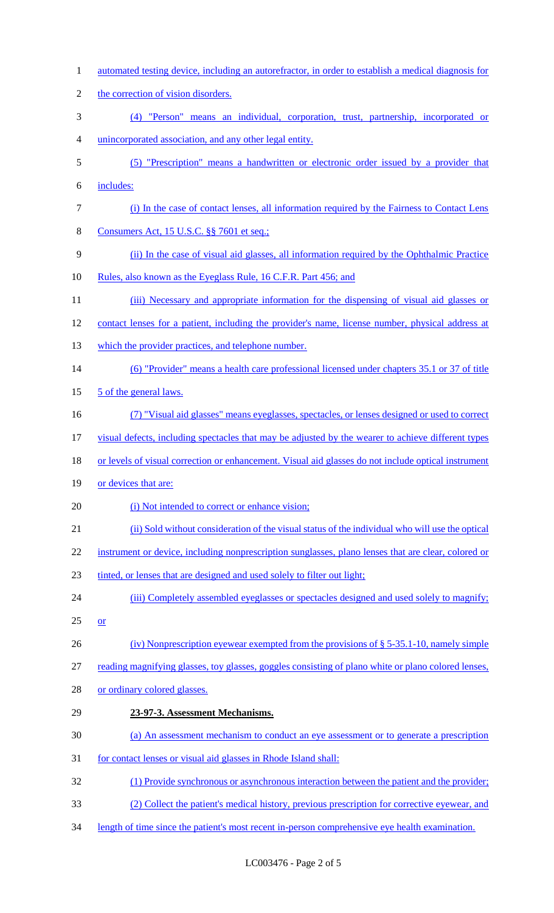automated testing device, including an autorefractor, in order to establish a medical diagnosis for the correction of vision disorders.

(4) "Person" means an individual, corporation, trust, partnership, incorporated or unincorporated association, and any other legal entity.

(5) "Prescription" means a handwritten or electronic order issued by a provider that includes:

(i) In the case of contact lenses, all information required by the Fairness to Contact Lens Consumers Act, 15 U.S.C. §§ 7601 et seq.;

(ii) In the case of visual aid glasses, all information required by the Ophthalmic Practice Rules, also known as the Eyeglass Rule, 16 C.F.R. Part 456; and

(iii) Necessary and appropriate information for the dispensing of visual aid glasses or contact lenses for a patient, including the provider's name, license number, physical address at which the provider practices, and telephone number.

(6) "Provider" means a health care professional licensed under chapters 35.1 or 37 of title 5 of the general laws.

(7) "Visual aid glasses" means eyeglasses, spectacles, or lenses designed or used to correct visual defects, including spectacles that may be adjusted by the wearer to achieve different types or levels of visual correction or enhancement. Visual aid glasses do not include optical instrument or devices that are:

(i) Not intended to correct or enhance vision;

(ii) Sold without consideration of the visual status of the individual who will use the optical instrument or device, including nonprescription sunglasses, plano lenses that are clear, colored or tinted, or lenses that are designed and used solely to filter out light;

(iii) Completely assembled eyeglasses or spectacles designed and used solely to magnify; or

(iv) Nonprescription eyewear exempted from the provisions of § 5-35.1-10, namely simple reading magnifying glasses, toy glasses, goggles consisting of plano white or plano colored lenses, or ordinary colored glasses.

**23-97-3. Assessment Mechanisms.**

(a) An assessment mechanism to conduct an eye assessment or to generate a prescription for contact lenses or visual aid glasses in Rhode Island shall:

(1) Provide synchronous or asynchronous interaction between the patient and the provider;

(2) Collect the patient's medical history, previous prescription for corrective eyewear, and length of time since the patient's most recent in-person comprehensive eye health examination.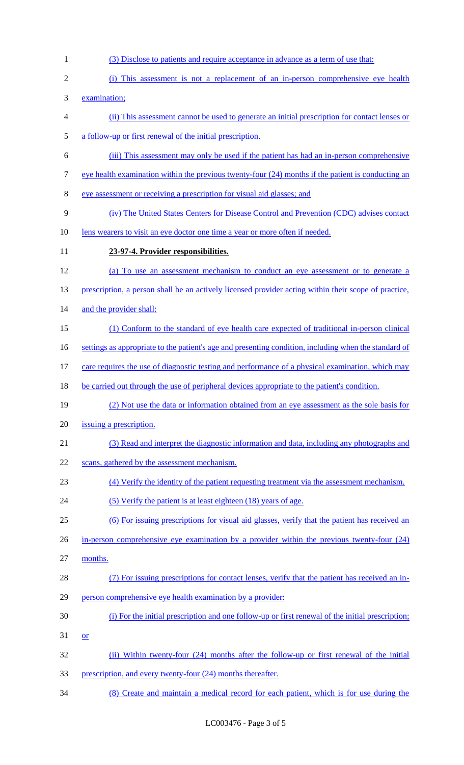(3) Disclose to patients and require acceptance in advance as a term of use that:

(i) This assessment is not a replacement of an in-person comprehensive eye health examination;

(ii) This assessment cannot be used to generate an initial prescription for contact lenses or a follow-up or first renewal of the initial prescription.

(iii) This assessment may only be used if the patient has had an in-person comprehensive eye health examination within the previous twenty-four (24) months if the patient is conducting an eye assessment or receiving a prescription for visual aid glasses; and

(iv) The United States Centers for Disease Control and Prevention (CDC) advises contact lens wearers to visit an eye doctor one time a year or more often if needed.

**23-97-4. Provider responsibilities.**

(a) To use an assessment mechanism to conduct an eye assessment or to generate a prescription, a person shall be an actively licensed provider acting within their scope of practice, and the provider shall:

(1) Conform to the standard of eye health care expected of traditional in-person clinical settings as appropriate to the patient's age and presenting condition, including when the standard of care requires the use of diagnostic testing and performance of a physical examination, which may be carried out through the use of peripheral devices appropriate to the patient's condition.

(2) Not use the data or information obtained from an eye assessment as the sole basis for issuing a prescription.

(3) Read and interpret the diagnostic information and data, including any photographs and scans, gathered by the assessment mechanism.

(4) Verify the identity of the patient requesting treatment via the assessment mechanism.

(5) Verify the patient is at least eighteen (18) years of age.

(6) For issuing prescriptions for visual aid glasses, verify that the patient has received an in-person comprehensive eye examination by a provider within the previous twenty-four (24) months.

(7) For issuing prescriptions for contact lenses, verify that the patient has received an in-person comprehensive eye health examination by a provider:

(i) For the initial prescription and one follow-up or first renewal of the initial prescription; or

(ii) Within twenty-four (24) months after the follow-up or first renewal of the initial prescription, and every twenty-four (24) months thereafter.

(8) Create and maintain a medical record for each patient, which is for use during the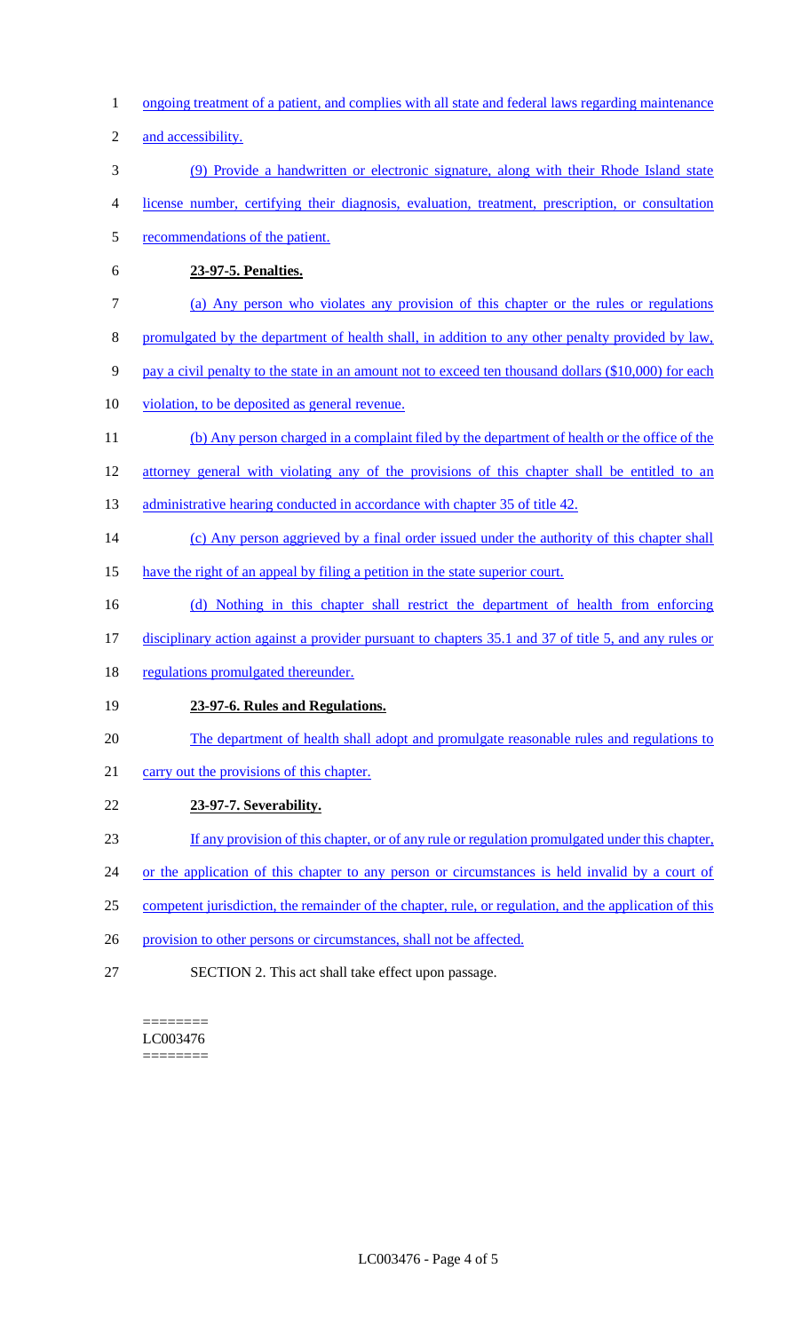ongoing treatment of a patient, and complies with all state and federal laws regarding maintenance and accessibility.

(9) Provide a handwritten or electronic signature, along with their Rhode Island state license number, certifying their diagnosis, evaluation, treatment, prescription, or consultation recommendations of the patient.

**23-97-5. Penalties.**

(a) Any person who violates any provision of this chapter or the rules or regulations promulgated by the department of health shall, in addition to any other penalty provided by law, pay a civil penalty to the state in an amount not to exceed ten thousand dollars ($10,000) for each violation, to be deposited as general revenue.

(b) Any person charged in a complaint filed by the department of health or the office of the attorney general with violating any of the provisions of this chapter shall be entitled to an administrative hearing conducted in accordance with chapter 35 of title 42.

(c) Any person aggrieved by a final order issued under the authority of this chapter shall have the right of an appeal by filing a petition in the state superior court.

(d) Nothing in this chapter shall restrict the department of health from enforcing disciplinary action against a provider pursuant to chapters 35.1 and 37 of title 5, and any rules or regulations promulgated thereunder.

**23-97-6. Rules and Regulations.**

The department of health shall adopt and promulgate reasonable rules and regulations to carry out the provisions of this chapter.

**23-97-7. Severability.**

If any provision of this chapter, or of any rule or regulation promulgated under this chapter, or the application of this chapter to any person or circumstances is held invalid by a court of competent jurisdiction, the remainder of the chapter, rule, or regulation, and the application of this provision to other persons or circumstances, shall not be affected.

SECTION 2. This act shall take effect upon passage.

========
LC003476
========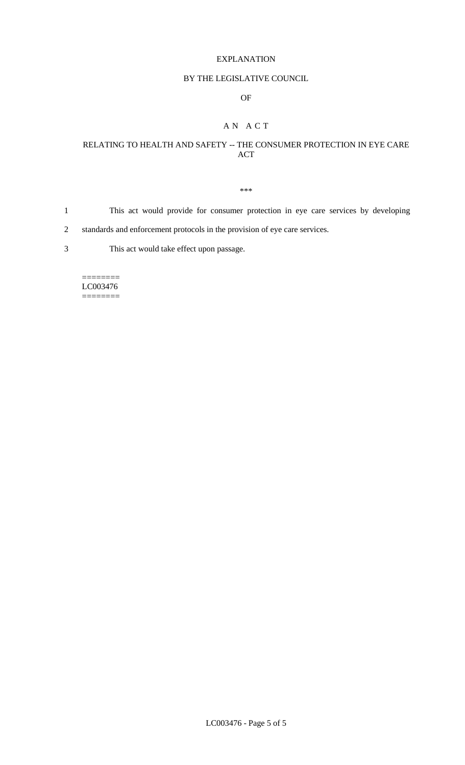EXPLANATION

BY THE LEGISLATIVE COUNCIL

OF

A N A C T

RELATING TO HEALTH AND SAFETY -- THE CONSUMER PROTECTION IN EYE CARE ACT

\*\*\*

1 This act would provide for consumer protection in eye care services by developing
2 standards and enforcement protocols in the provision of eye care services.
3 This act would take effect upon passage.

========
LC003476
========